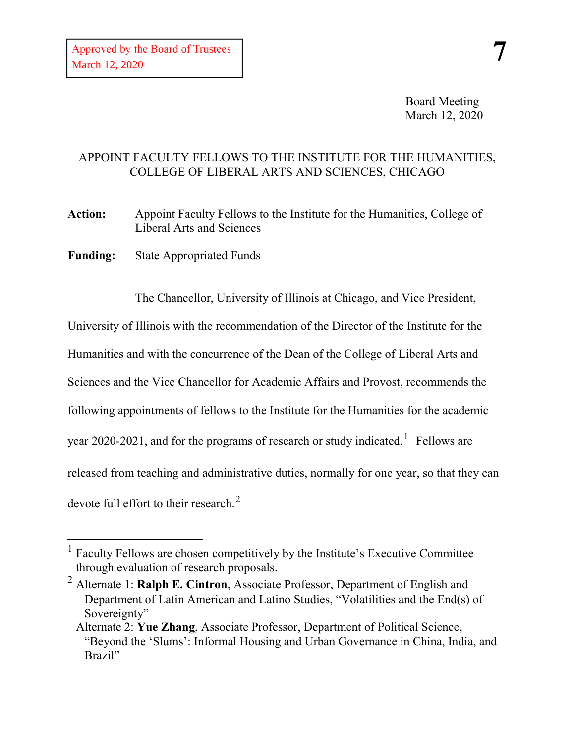Approved by the Board of Trustees
March 12, 2020

**7**

Board Meeting
March 12, 2020

## APPOINT FACULTY FELLOWS TO THE INSTITUTE FOR THE HUMANITIES, COLLEGE OF LIBERAL ARTS AND SCIENCES, CHICAGO

**Action:** Appoint Faculty Fellows to the Institute for the Humanities, College of Liberal Arts and Sciences

**Funding:** State Appropriated Funds

The Chancellor, University of Illinois at Chicago, and Vice President, University of Illinois with the recommendation of the Director of the Institute for the Humanities and with the concurrence of the Dean of the College of Liberal Arts and Sciences and the Vice Chancellor for Academic Affairs and Provost, recommends the following appointments of fellows to the Institute for the Humanities for the academic year 2020-2021, and for the programs of research or study indicated.[1] Fellows are released from teaching and administrative duties, normally for one year, so that they can devote full effort to their research.[2]

---

[1] Faculty Fellows are chosen competitively by the Institute's Executive Committee through evaluation of research proposals.

[2] Alternate 1: **Ralph E. Cintron**, Associate Professor, Department of English and Department of Latin American and Latino Studies, "Volatilities and the End(s) of Sovereignty"
Alternate 2: **Yue Zhang**, Associate Professor, Department of Political Science, "Beyond the 'Slums': Informal Housing and Urban Governance in China, India, and Brazil"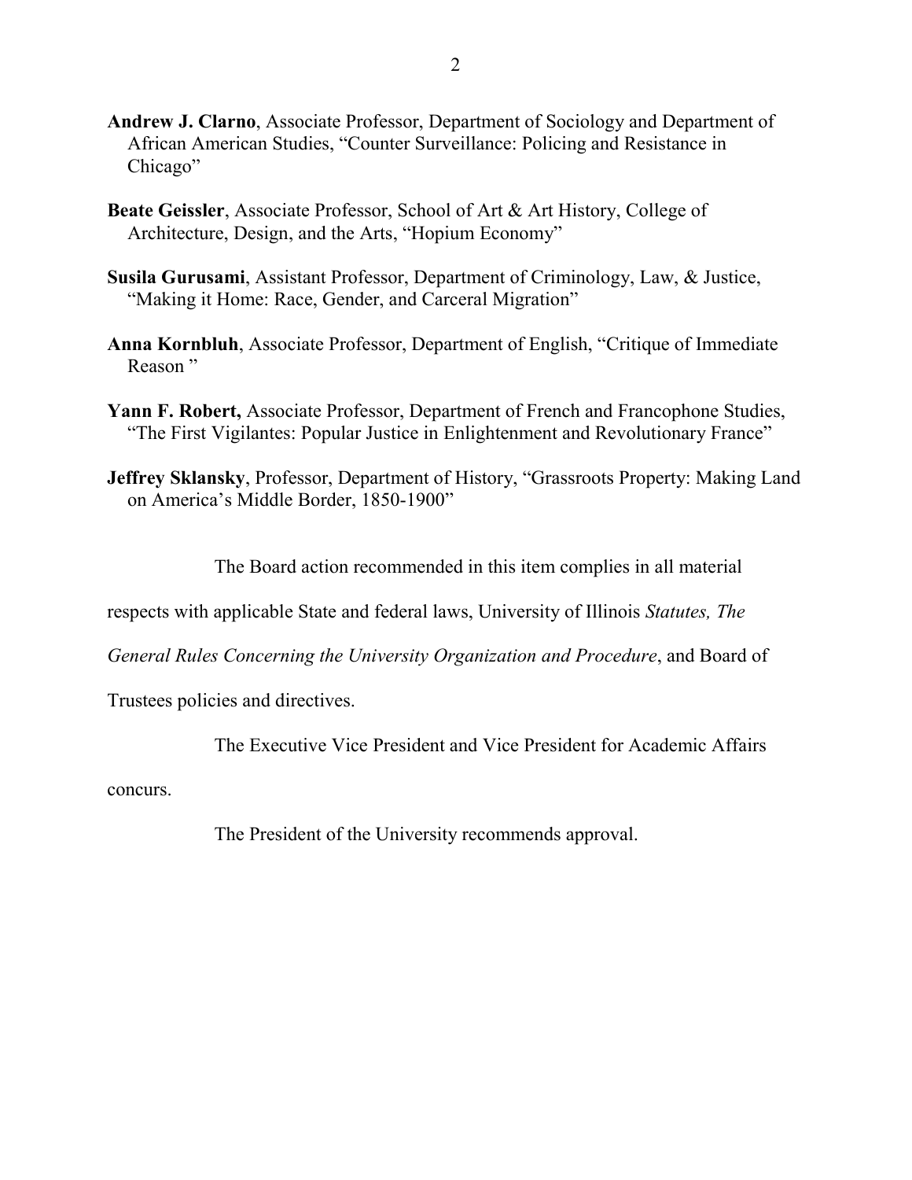**Andrew J. Clarno**, Associate Professor, Department of Sociology and Department of African American Studies, "Counter Surveillance: Policing and Resistance in Chicago"

**Beate Geissler**, Associate Professor, School of Art & Art History, College of Architecture, Design, and the Arts, "Hopium Economy"

**Susila Gurusami**, Assistant Professor, Department of Criminology, Law, & Justice, "Making it Home: Race, Gender, and Carceral Migration"

**Anna Kornbluh**, Associate Professor, Department of English, "Critique of Immediate Reason "

**Yann F. Robert,** Associate Professor, Department of French and Francophone Studies, "The First Vigilantes: Popular Justice in Enlightenment and Revolutionary France"

**Jeffrey Sklansky**, Professor, Department of History, "Grassroots Property: Making Land on America's Middle Border, 1850-1900"

The Board action recommended in this item complies in all material respects with applicable State and federal laws, University of Illinois *Statutes, The General Rules Concerning the University Organization and Procedure*, and Board of Trustees policies and directives.

The Executive Vice President and Vice President for Academic Affairs concurs.

The President of the University recommends approval.